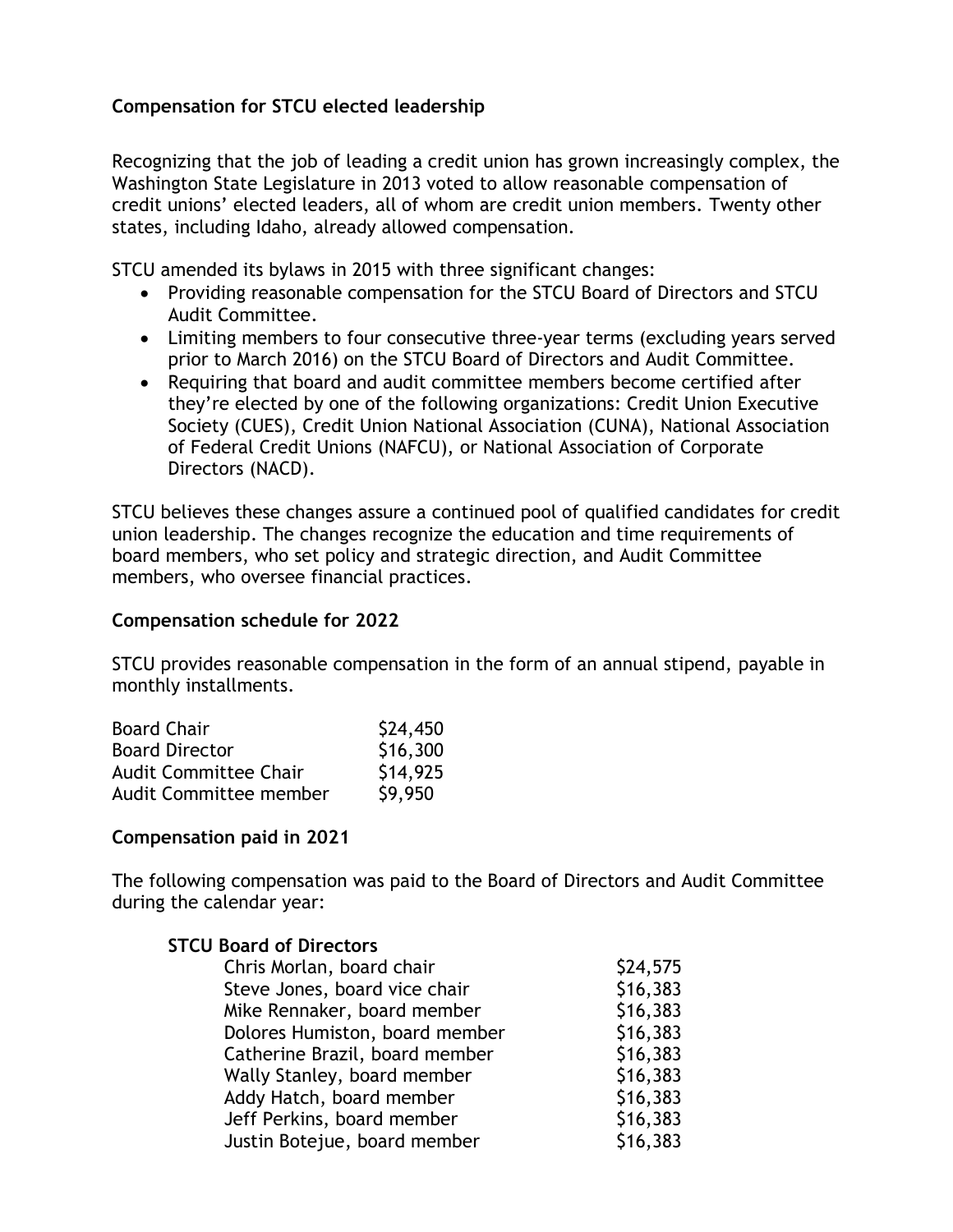**Compensation for STCU elected leadership**

Recognizing that the job of leading a credit union has grown increasingly complex, the Washington State Legislature in 2013 voted to allow reasonable compensation of credit unions' elected leaders, all of whom are credit union members. Twenty other states, including Idaho, already allowed compensation.

STCU amended its bylaws in 2015 with three significant changes:

- Providing reasonable compensation for the STCU Board of Directors and STCU Audit Committee.
- Limiting members to four consecutive three-year terms (excluding years served prior to March 2016) on the STCU Board of Directors and Audit Committee.
- Requiring that board and audit committee members become certified after they're elected by one of the following organizations: Credit Union Executive Society (CUES), Credit Union National Association (CUNA), National Association of Federal Credit Unions (NAFCU), or National Association of Corporate Directors (NACD).

STCU believes these changes assure a continued pool of qualified candidates for credit union leadership. The changes recognize the education and time requirements of board members, who set policy and strategic direction, and Audit Committee members, who oversee financial practices.

**Compensation schedule for 2022**

STCU provides reasonable compensation in the form of an annual stipend, payable in monthly installments.

| Position | Stipend |
|---|---|
| Board Chair | $24,450 |
| Board Director | $16,300 |
| Audit Committee Chair | $14,925 |
| Audit Committee member | $9,950 |

**Compensation paid in 2021**

The following compensation was paid to the Board of Directors and Audit Committee during the calendar year:

**STCU Board of Directors**

| Name | Amount |
|---|---|
| Chris Morlan, board chair | $24,575 |
| Steve Jones, board vice chair | $16,383 |
| Mike Rennaker, board member | $16,383 |
| Dolores Humiston, board member | $16,383 |
| Catherine Brazil, board member | $16,383 |
| Wally Stanley, board member | $16,383 |
| Addy Hatch, board member | $16,383 |
| Jeff Perkins, board member | $16,383 |
| Justin Botejue, board member | $16,383 |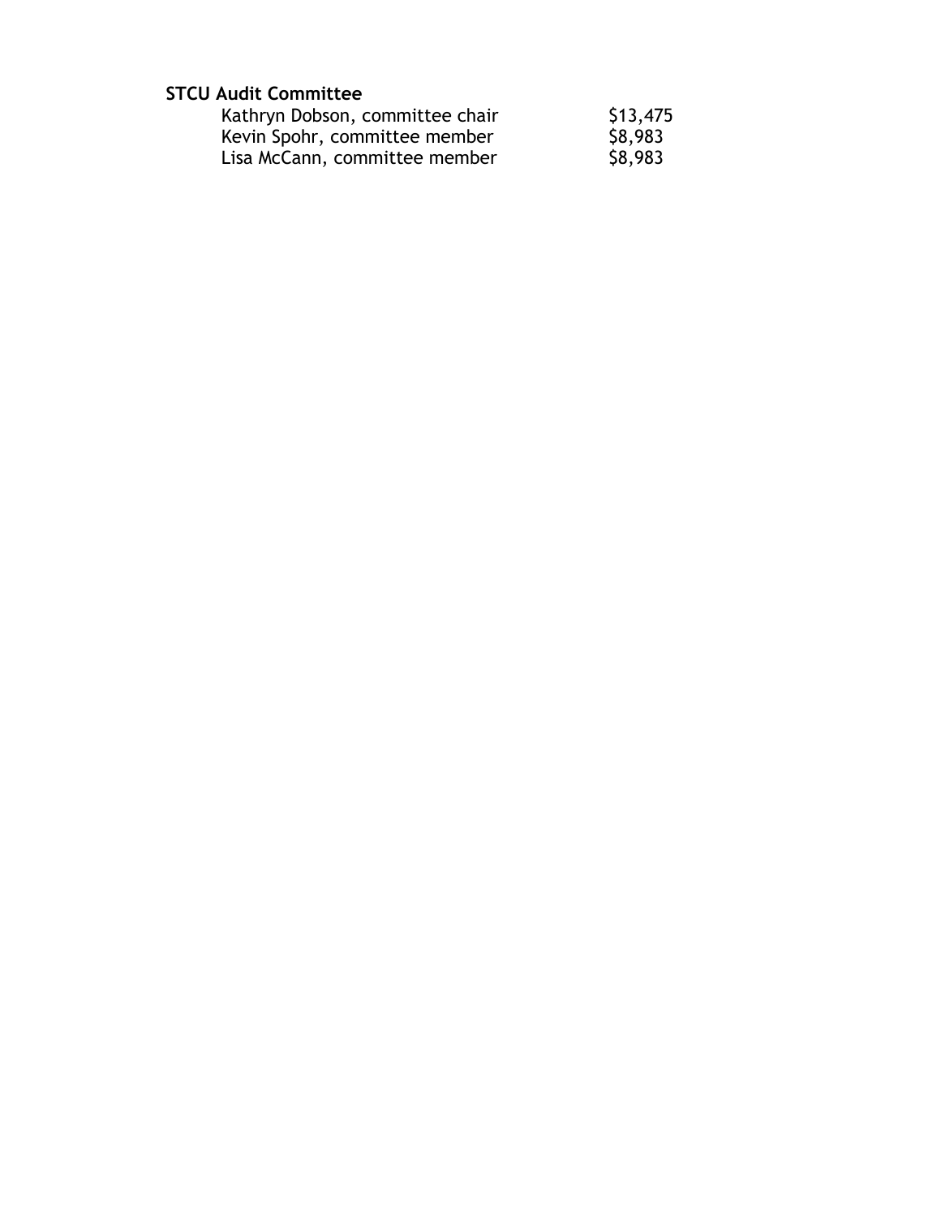**STCU Audit Committee**

| | |
|---|---|
| Kathryn Dobson, committee chair | $13,475 |
| Kevin Spohr, committee member | $8,983 |
| Lisa McCann, committee member | $8,983 |